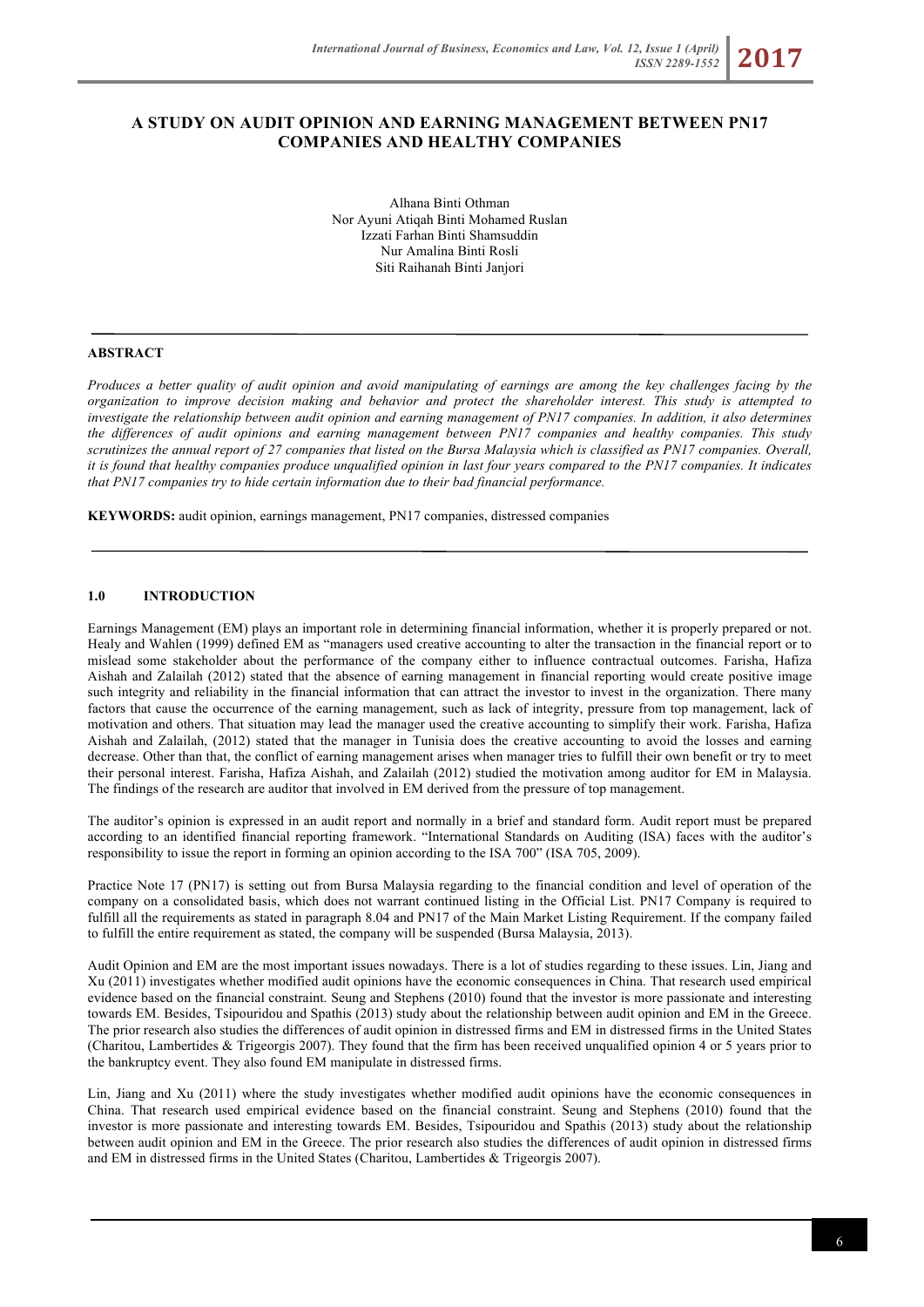# A STUDY ON AUDIT OPINION AND EARNING MANAGEMENT BETWEEN PN17 COMPANIES AND HEALTHY COMPANIES

Alhana Binti Othman
Nor Ayuni Atiqah Binti Mohamed Ruslan
Izzati Farhan Binti Shamsuddin
Nur Amalina Binti Rosli
Siti Raihanah Binti Janjori

## ABSTRACT

*Produces a better quality of audit opinion and avoid manipulating of earnings are among the key challenges facing by the organization to improve decision making and behavior and protect the shareholder interest. This study is attempted to investigate the relationship between audit opinion and earning management of PN17 companies. In addition, it also determines the differences of audit opinions and earning management between PN17 companies and healthy companies. This study scrutinizes the annual report of 27 companies that listed on the Bursa Malaysia which is classified as PN17 companies. Overall, it is found that healthy companies produce unqualified opinion in last four years compared to the PN17 companies. It indicates that PN17 companies try to hide certain information due to their bad financial performance.*

**KEYWORDS:** audit opinion, earnings management, PN17 companies, distressed companies

## 1.0 INTRODUCTION

Earnings Management (EM) plays an important role in determining financial information, whether it is properly prepared or not. Healy and Wahlen (1999) defined EM as "managers used creative accounting to alter the transaction in the financial report or to mislead some stakeholder about the performance of the company either to influence contractual outcomes. Farisha, Hafiza Aishah and Zalailah (2012) stated that the absence of earning management in financial reporting would create positive image such integrity and reliability in the financial information that can attract the investor to invest in the organization. There many factors that cause the occurrence of the earning management, such as lack of integrity, pressure from top management, lack of motivation and others. That situation may lead the manager used the creative accounting to simplify their work. Farisha, Hafiza Aishah and Zalailah, (2012) stated that the manager in Tunisia does the creative accounting to avoid the losses and earning decrease. Other than that, the conflict of earning management arises when manager tries to fulfill their own benefit or try to meet their personal interest. Farisha, Hafiza Aishah, and Zalailah (2012) studied the motivation among auditor for EM in Malaysia. The findings of the research are auditor that involved in EM derived from the pressure of top management.

The auditor's opinion is expressed in an audit report and normally in a brief and standard form. Audit report must be prepared according to an identified financial reporting framework. "International Standards on Auditing (ISA) faces with the auditor's responsibility to issue the report in forming an opinion according to the ISA 700" (ISA 705, 2009).

Practice Note 17 (PN17) is setting out from Bursa Malaysia regarding to the financial condition and level of operation of the company on a consolidated basis, which does not warrant continued listing in the Official List. PN17 Company is required to fulfill all the requirements as stated in paragraph 8.04 and PN17 of the Main Market Listing Requirement. If the company failed to fulfill the entire requirement as stated, the company will be suspended (Bursa Malaysia, 2013).

Audit Opinion and EM are the most important issues nowadays. There is a lot of studies regarding to these issues. Lin, Jiang and Xu (2011) investigates whether modified audit opinions have the economic consequences in China. That research used empirical evidence based on the financial constraint. Seung and Stephens (2010) found that the investor is more passionate and interesting towards EM. Besides, Tsipouridou and Spathis (2013) study about the relationship between audit opinion and EM in the Greece. The prior research also studies the differences of audit opinion in distressed firms and EM in distressed firms in the United States (Charitou, Lambertides & Trigeorgis 2007). They found that the firm has been received unqualified opinion 4 or 5 years prior to the bankruptcy event. They also found EM manipulate in distressed firms.

Lin, Jiang and Xu (2011) where the study investigates whether modified audit opinions have the economic consequences in China. That research used empirical evidence based on the financial constraint. Seung and Stephens (2010) found that the investor is more passionate and interesting towards EM. Besides, Tsipouridou and Spathis (2013) study about the relationship between audit opinion and EM in the Greece. The prior research also studies the differences of audit opinion in distressed firms and EM in distressed firms in the United States (Charitou, Lambertides & Trigeorgis 2007).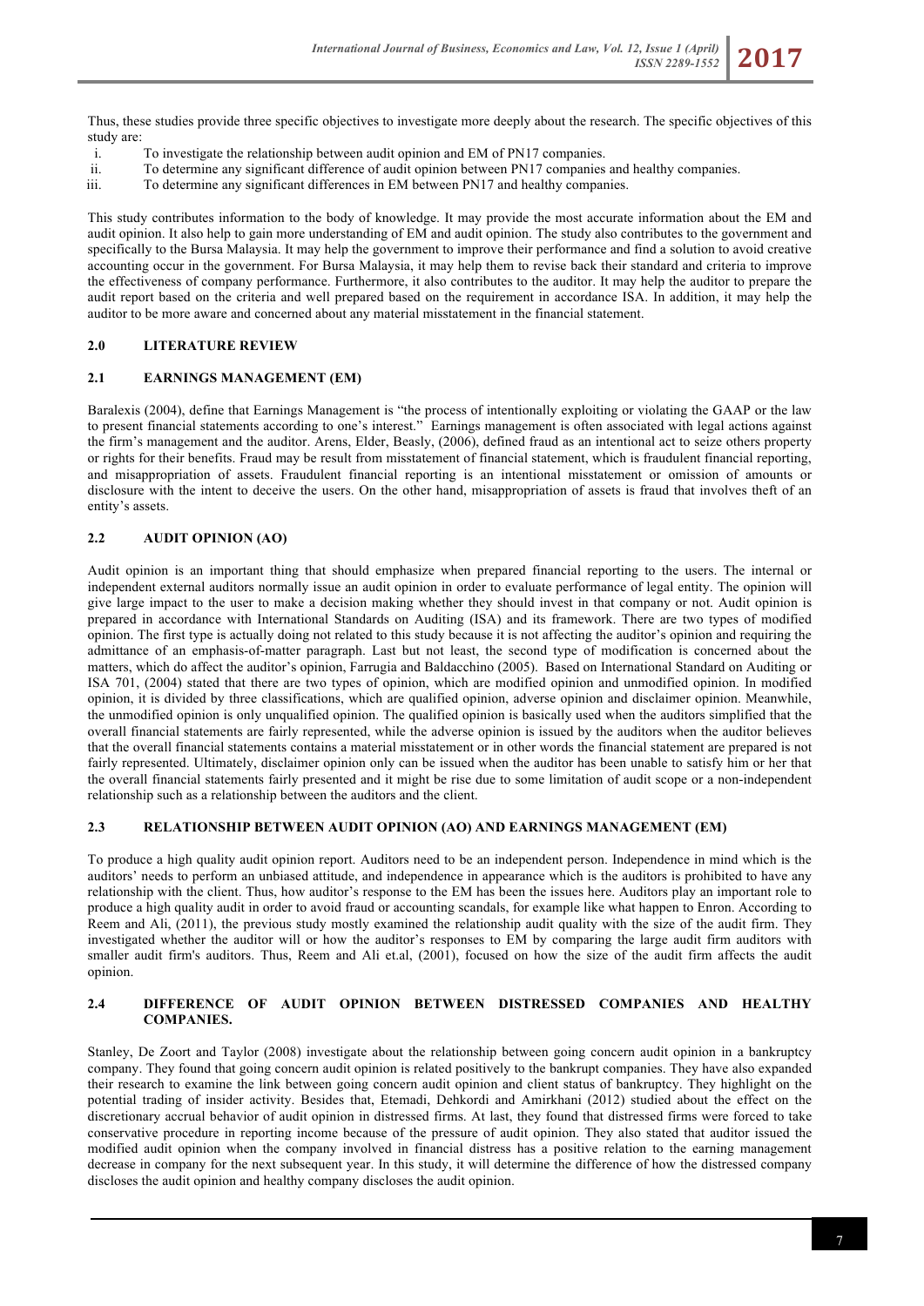Thus, these studies provide three specific objectives to investigate more deeply about the research. The specific objectives of this study are:

- i. To investigate the relationship between audit opinion and EM of PN17 companies.
- ii. To determine any significant difference of audit opinion between PN17 companies and healthy companies.
- iii. To determine any significant differences in EM between PN17 and healthy companies.

This study contributes information to the body of knowledge. It may provide the most accurate information about the EM and audit opinion. It also help to gain more understanding of EM and audit opinion. The study also contributes to the government and specifically to the Bursa Malaysia. It may help the government to improve their performance and find a solution to avoid creative accounting occur in the government. For Bursa Malaysia, it may help them to revise back their standard and criteria to improve the effectiveness of company performance. Furthermore, it also contributes to the auditor. It may help the auditor to prepare the audit report based on the criteria and well prepared based on the requirement in accordance ISA. In addition, it may help the auditor to be more aware and concerned about any material misstatement in the financial statement.

## 2.0 LITERATURE REVIEW

### 2.1 EARNINGS MANAGEMENT (EM)

Baralexis (2004), define that Earnings Management is "the process of intentionally exploiting or violating the GAAP or the law to present financial statements according to one's interest." Earnings management is often associated with legal actions against the firm's management and the auditor. Arens, Elder, Beasly, (2006), defined fraud as an intentional act to seize others property or rights for their benefits. Fraud may be result from misstatement of financial statement, which is fraudulent financial reporting, and misappropriation of assets. Fraudulent financial reporting is an intentional misstatement or omission of amounts or disclosure with the intent to deceive the users. On the other hand, misappropriation of assets is fraud that involves theft of an entity's assets.

### 2.2 AUDIT OPINION (AO)

Audit opinion is an important thing that should emphasize when prepared financial reporting to the users. The internal or independent external auditors normally issue an audit opinion in order to evaluate performance of legal entity. The opinion will give large impact to the user to make a decision making whether they should invest in that company or not. Audit opinion is prepared in accordance with International Standards on Auditing (ISA) and its framework. There are two types of modified opinion. The first type is actually doing not related to this study because it is not affecting the auditor's opinion and requiring the admittance of an emphasis-of-matter paragraph. Last but not least, the second type of modification is concerned about the matters, which do affect the auditor's opinion, Farrugia and Baldacchino (2005). Based on International Standard on Auditing or ISA 701, (2004) stated that there are two types of opinion, which are modified opinion and unmodified opinion. In modified opinion, it is divided by three classifications, which are qualified opinion, adverse opinion and disclaimer opinion. Meanwhile, the unmodified opinion is only unqualified opinion. The qualified opinion is basically used when the auditors simplified that the overall financial statements are fairly represented, while the adverse opinion is issued by the auditors when the auditor believes that the overall financial statements contains a material misstatement or in other words the financial statement are prepared is not fairly represented. Ultimately, disclaimer opinion only can be issued when the auditor has been unable to satisfy him or her that the overall financial statements fairly presented and it might be rise due to some limitation of audit scope or a non-independent relationship such as a relationship between the auditors and the client.

### 2.3 RELATIONSHIP BETWEEN AUDIT OPINION (AO) AND EARNINGS MANAGEMENT (EM)

To produce a high quality audit opinion report. Auditors need to be an independent person. Independence in mind which is the auditors' needs to perform an unbiased attitude, and independence in appearance which is the auditors is prohibited to have any relationship with the client. Thus, how auditor's response to the EM has been the issues here. Auditors play an important role to produce a high quality audit in order to avoid fraud or accounting scandals, for example like what happen to Enron. According to Reem and Ali, (2011), the previous study mostly examined the relationship audit quality with the size of the audit firm. They investigated whether the auditor will or how the auditor's responses to EM by comparing the large audit firm auditors with smaller audit firm's auditors. Thus, Reem and Ali et.al, (2001), focused on how the size of the audit firm affects the audit opinion.

### 2.4 DIFFERENCE OF AUDIT OPINION BETWEEN DISTRESSED COMPANIES AND HEALTHY COMPANIES.

Stanley, De Zoort and Taylor (2008) investigate about the relationship between going concern audit opinion in a bankruptcy company. They found that going concern audit opinion is related positively to the bankrupt companies. They have also expanded their research to examine the link between going concern audit opinion and client status of bankruptcy. They highlight on the potential trading of insider activity. Besides that, Etemadi, Dehkordi and Amirkhani (2012) studied about the effect on the discretionary accrual behavior of audit opinion in distressed firms. At last, they found that distressed firms were forced to take conservative procedure in reporting income because of the pressure of audit opinion. They also stated that auditor issued the modified audit opinion when the company involved in financial distress has a positive relation to the earning management decrease in company for the next subsequent year. In this study, it will determine the difference of how the distressed company discloses the audit opinion and healthy company discloses the audit opinion.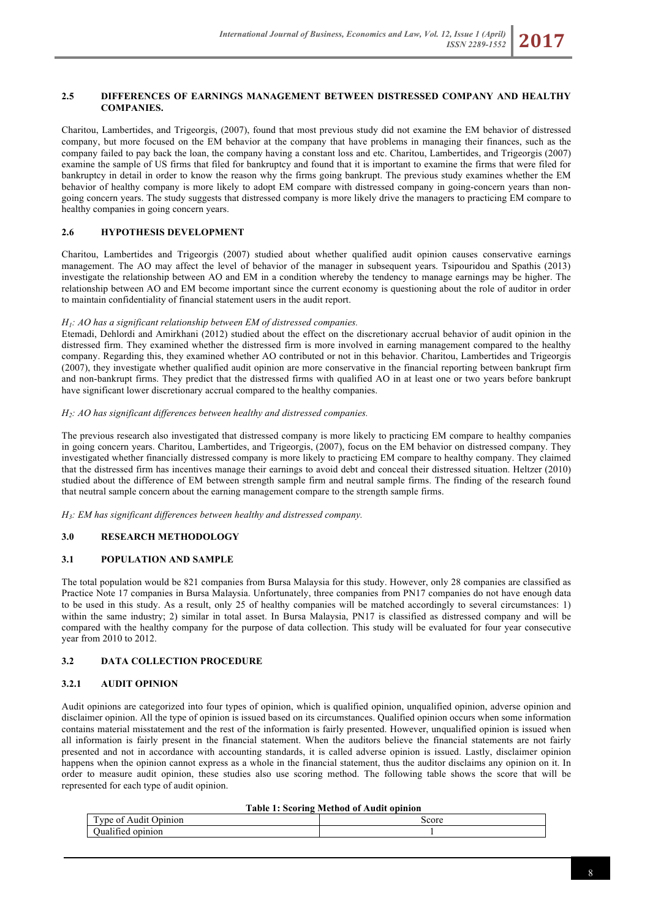## 2.5 DIFFERENCES OF EARNINGS MANAGEMENT BETWEEN DISTRESSED COMPANY AND HEALTHY COMPANIES.

Charitou, Lambertides, and Trigeorgis, (2007), found that most previous study did not examine the EM behavior of distressed company, but more focused on the EM behavior at the company that have problems in managing their finances, such as the company failed to pay back the loan, the company having a constant loss and etc. Charitou, Lambertides, and Trigeorgis (2007) examine the sample of US firms that filed for bankruptcy and found that it is important to examine the firms that were filed for bankruptcy in detail in order to know the reason why the firms going bankrupt. The previous study examines whether the EM behavior of healthy company is more likely to adopt EM compare with distressed company in going-concern years than non-going concern years. The study suggests that distressed company is more likely drive the managers to practicing EM compare to healthy companies in going concern years.

## 2.6 HYPOTHESIS DEVELOPMENT

Charitou, Lambertides and Trigeorgis (2007) studied about whether qualified audit opinion causes conservative earnings management. The AO may affect the level of behavior of the manager in subsequent years. Tsipouridou and Spathis (2013) investigate the relationship between AO and EM in a condition whereby the tendency to manage earnings may be higher. The relationship between AO and EM become important since the current economy is questioning about the role of auditor in order to maintain confidentiality of financial statement users in the audit report.

*$H_1$: AO has a significant relationship between EM of distressed companies.*

Etemadi, Dehlordi and Amirkhani (2012) studied about the effect on the discretionary accrual behavior of audit opinion in the distressed firm. They examined whether the distressed firm is more involved in earning management compared to the healthy company. Regarding this, they examined whether AO contributed or not in this behavior. Charitou, Lambertides and Trigeorgis (2007), they investigate whether qualified audit opinion are more conservative in the financial reporting between bankrupt firm and non-bankrupt firms. They predict that the distressed firms with qualified AO in at least one or two years before bankrupt have significant lower discretionary accrual compared to the healthy companies.

*$H_2$: AO has significant differences between healthy and distressed companies.*

The previous research also investigated that distressed company is more likely to practicing EM compare to healthy companies in going concern years. Charitou, Lambertides, and Trigeorgis, (2007), focus on the EM behavior on distressed company. They investigated whether financially distressed company is more likely to practicing EM compare to healthy company. They claimed that the distressed firm has incentives manage their earnings to avoid debt and conceal their distressed situation. Heltzer (2010) studied about the difference of EM between strength sample firm and neutral sample firms. The finding of the research found that neutral sample concern about the earning management compare to the strength sample firms.

*$H_3$: EM has significant differences between healthy and distressed company.*

# 3.0 RESEARCH METHODOLOGY

## 3.1 POPULATION AND SAMPLE

The total population would be 821 companies from Bursa Malaysia for this study. However, only 28 companies are classified as Practice Note 17 companies in Bursa Malaysia. Unfortunately, three companies from PN17 companies do not have enough data to be used in this study. As a result, only 25 of healthy companies will be matched accordingly to several circumstances: 1) within the same industry; 2) similar in total asset. In Bursa Malaysia, PN17 is classified as distressed company and will be compared with the healthy company for the purpose of data collection. This study will be evaluated for four year consecutive year from 2010 to 2012.

## 3.2 DATA COLLECTION PROCEDURE

### 3.2.1 AUDIT OPINION

Audit opinions are categorized into four types of opinion, which is qualified opinion, unqualified opinion, adverse opinion and disclaimer opinion. All the type of opinion is issued based on its circumstances. Qualified opinion occurs when some information contains material misstatement and the rest of the information is fairly presented. However, unqualified opinion is issued when all information is fairly present in the financial statement. When the auditors believe the financial statements are not fairly presented and not in accordance with accounting standards, it is called adverse opinion is issued. Lastly, disclaimer opinion happens when the opinion cannot express as a whole in the financial statement, thus the auditor disclaims any opinion on it. In order to measure audit opinion, these studies also use scoring method. The following table shows the score that will be represented for each type of audit opinion.

**Table 1: Scoring Method of Audit opinion**

| Type of Audit Opinion | Score |
| --- | --- |
| Qualified opinion | 1 |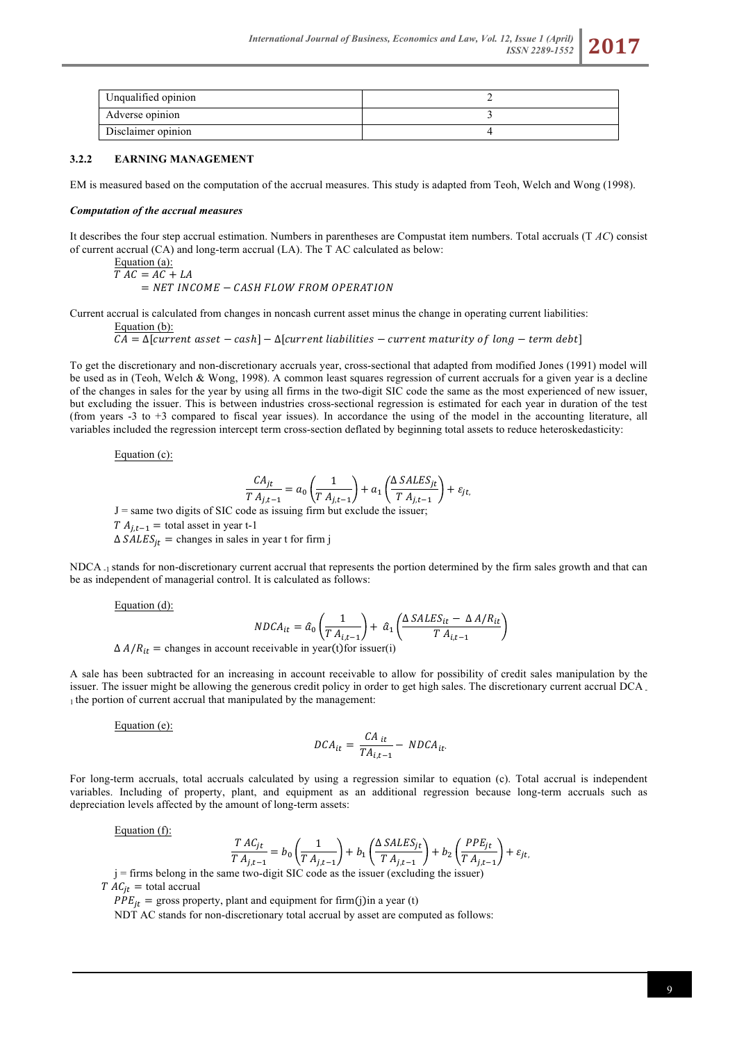| Unqualified opinion | 2 |
|---|---|
| Adverse opinion | 3 |
| Disclaimer opinion | 4 |

### 3.2.2 EARNING MANAGEMENT

EM is measured based on the computation of the accrual measures. This study is adapted from Teoh, Welch and Wong (1998).

***Computation of the accrual measures***

It describes the four step accrual estimation. Numbers in parentheses are Compustat item numbers. Total accruals ($T\ AC$) consist of current accrual (CA) and long-term accrual (LA). The T AC calculated as below:

Equation (a):

$$T\ AC = AC + LA$$
$$= NET\ INCOME - CASH\ FLOW\ FROM\ OPERATION$$

Current accrual is calculated from changes in noncash current asset minus the change in operating current liabilities:

Equation (b):

$$CA = \Delta[current\ asset - cash] - \Delta[current\ liabilities - current\ maturity\ of\ long - term\ debt]$$

To get the discretionary and non-discretionary accruals year, cross-sectional that adapted from modified Jones (1991) model will be used as in (Teoh, Welch & Wong, 1998). A common least squares regression of current accruals for a given year is a decline of the changes in sales for the year by using all firms in the two-digit SIC code the same as the most experienced of new issuer, but excluding the issuer. This is between industries cross-sectional regression is estimated for each year in duration of the test (from years -3 to +3 compared to fiscal year issues). In accordance the using of the model in the accounting literature, all variables included the regression intercept term cross-section deflated by beginning total assets to reduce heteroskedasticity:

Equation (c):

$$\frac{CA_{jt}}{T\ A_{j,t-1}} = a_0\left(\frac{1}{T\ A_{j,t-1}}\right) + a_1\left(\frac{\Delta\ SALES_{jt}}{T\ A_{j,t-1}}\right) + \varepsilon_{jt,}$$

J = same two digits of SIC code as issuing firm but exclude the issuer;

$T\ A_{j,t-1}$ = total asset in year t-1

$\Delta\ SALES_{jt}$ = changes in sales in year t for firm j

NDCA $_{-1}$ stands for non-discretionary current accrual that represents the portion determined by the firm sales growth and that can be as independent of managerial control. It is calculated as follows:

Equation (d):

$$NDCA_{it} = \hat{a}_0\left(\frac{1}{T\ A_{i,t-1}}\right) + \hat{a}_1\left(\frac{\Delta\ SALES_{it} - \Delta\ A/R_{it}}{T\ A_{i,t-1}}\right)$$

$\Delta\ A/R_{it}$ = changes in account receivable in year(t)for issuer(i)

A sale has been subtracted for an increasing in account receivable to allow for possibility of credit sales manipulation by the issuer. The issuer might be allowing the generous credit policy in order to get high sales. The discretionary current accrual DCA $_{-1}$ the portion of current accrual that manipulated by the management:

Equation (e):

$$DCA_{it} = \frac{CA_{\ it}}{TA_{i,t-1}} - NDCA_{it}.$$

For long-term accruals, total accruals calculated by using a regression similar to equation (c). Total accrual is independent variables. Including of property, plant, and equipment as an additional regression because long-term accruals such as depreciation levels affected by the amount of long-term assets:

Equation (f):

$$\frac{T\ AC_{jt}}{T\ A_{j,t-1}} = b_0\left(\frac{1}{T\ A_{j,t-1}}\right) + b_1\left(\frac{\Delta\ SALES_{jt}}{T\ A_{j,t-1}}\right) + b_2\left(\frac{PPE_{jt}}{T\ A_{j,t-1}}\right) + \varepsilon_{jt,}$$

j = firms belong in the same two-digit SIC code as the issuer (excluding the issuer)

$T\ AC_{jt}$ = total accrual

$PPE_{jt}$ = gross property, plant and equipment for firm(j)in a year (t)

NDT AC stands for non-discretionary total accrual by asset are computed as follows: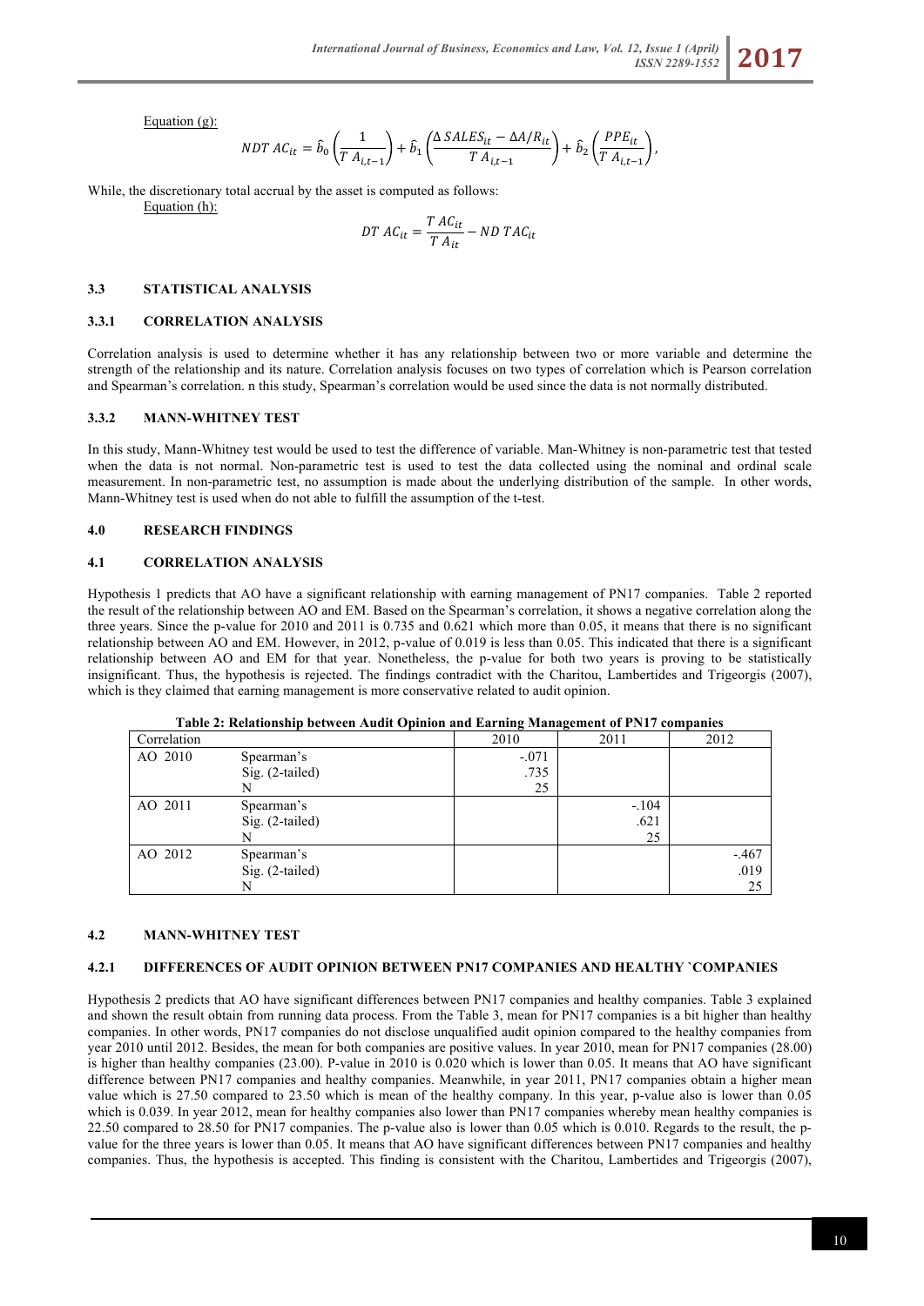Equation (g):

$$NDT\ AC_{it} = \hat{b}_0 \left( \frac{1}{T\ A_{i,t-1}} \right) + \hat{b}_1 \left( \frac{\Delta\ SALES_{it} - \Delta A/R_{it}}{T\ A_{i,t-1}} \right) + \hat{b}_2 \left( \frac{PPE_{it}}{T\ A_{i,t-1}} \right),$$

While, the discretionary total accrual by the asset is computed as follows:

Equation (h):

$$DT\ AC_{it} = \frac{T\ AC_{it}}{T\ A_{it}} - ND\ TAC_{it}$$

### 3.3 STATISTICAL ANALYSIS

#### 3.3.1 CORRELATION ANALYSIS

Correlation analysis is used to determine whether it has any relationship between two or more variable and determine the strength of the relationship and its nature. Correlation analysis focuses on two types of correlation which is Pearson correlation and Spearman's correlation. n this study, Spearman's correlation would be used since the data is not normally distributed.

#### 3.3.2 MANN-WHITNEY TEST

In this study, Mann-Whitney test would be used to test the difference of variable. Man-Whitney is non-parametric test that tested when the data is not normal. Non-parametric test is used to test the data collected using the nominal and ordinal scale measurement. In non-parametric test, no assumption is made about the underlying distribution of the sample. In other words, Mann-Whitney test is used when do not able to fulfill the assumption of the t-test.

## 4.0 RESEARCH FINDINGS

### 4.1 CORRELATION ANALYSIS

Hypothesis 1 predicts that AO have a significant relationship with earning management of PN17 companies. Table 2 reported the result of the relationship between AO and EM. Based on the Spearman's correlation, it shows a negative correlation along the three years. Since the p-value for 2010 and 2011 is 0.735 and 0.621 which more than 0.05, it means that there is no significant relationship between AO and EM. However, in 2012, p-value of 0.019 is less than 0.05. This indicated that there is a significant relationship between AO and EM for that year. Nonetheless, the p-value for both two years is proving to be statistically insignificant. Thus, the hypothesis is rejected. The findings contradict with the Charitou, Lambertides and Trigeorgis (2007), which is they claimed that earning management is more conservative related to audit opinion.

**Table 2: Relationship between Audit Opinion and Earning Management of PN17 companies**

| Correlation | | 2010 | 2011 | 2012 |
|---|---|---|---|---|
| AO 2010 | Spearman's | -.071 | | |
| | Sig. (2-tailed) | .735 | | |
| | N | 25 | | |
| AO 2011 | Spearman's | | -.104 | |
| | Sig. (2-tailed) | | .621 | |
| | N | | 25 | |
| AO 2012 | Spearman's | | | -.467 |
| | Sig. (2-tailed) | | | .019 |
| | N | | | 25 |

### 4.2 MANN-WHITNEY TEST

#### 4.2.1 DIFFERENCES OF AUDIT OPINION BETWEEN PN17 COMPANIES AND HEALTHY `COMPANIES

Hypothesis 2 predicts that AO have significant differences between PN17 companies and healthy companies. Table 3 explained and shown the result obtain from running data process. From the Table 3, mean for PN17 companies is a bit higher than healthy companies. In other words, PN17 companies do not disclose unqualified audit opinion compared to the healthy companies from year 2010 until 2012. Besides, the mean for both companies are positive values. In year 2010, mean for PN17 companies (28.00) is higher than healthy companies (23.00). P-value in 2010 is 0.020 which is lower than 0.05. It means that AO have significant difference between PN17 companies and healthy companies. Meanwhile, in year 2011, PN17 companies obtain a higher mean value which is 27.50 compared to 23.50 which is mean of the healthy company. In this year, p-value also is lower than 0.05 which is 0.039. In year 2012, mean for healthy companies also lower than PN17 companies whereby mean healthy companies is 22.50 compared to 28.50 for PN17 companies. The p-value also is lower than 0.05 which is 0.010. Regards to the result, the p-value for the three years is lower than 0.05. It means that AO have significant differences between PN17 companies and healthy companies. Thus, the hypothesis is accepted. This finding is consistent with the Charitou, Lambertides and Trigeorgis (2007),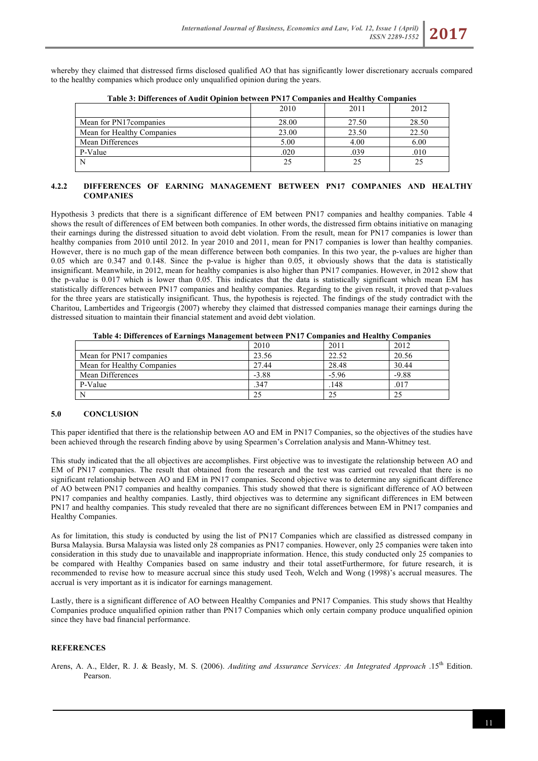whereby they claimed that distressed firms disclosed qualified AO that has significantly lower discretionary accruals compared to the healthy companies which produce only unqualified opinion during the years.

**Table 3: Differences of Audit Opinion between PN17 Companies and Healthy Companies**

| | 2010 | 2011 | 2012 |
|---|---|---|---|
| Mean for PN17companies | 28.00 | 27.50 | 28.50 |
| Mean for Healthy Companies | 23.00 | 23.50 | 22.50 |
| Mean Differences | 5.00 | 4.00 | 6.00 |
| P-Value | .020 | .039 | .010 |
| N | 25 | 25 | 25 |

### 4.2.2 DIFFERENCES OF EARNING MANAGEMENT BETWEEN PN17 COMPANIES AND HEALTHY COMPANIES

Hypothesis 3 predicts that there is a significant difference of EM between PN17 companies and healthy companies. Table 4 shows the result of differences of EM between both companies. In other words, the distressed firm obtains initiative on managing their earnings during the distressed situation to avoid debt violation. From the result, mean for PN17 companies is lower than healthy companies from 2010 until 2012. In year 2010 and 2011, mean for PN17 companies is lower than healthy companies. However, there is no much gap of the mean difference between both companies. In this two year, the p-values are higher than 0.05 which are 0.347 and 0.148. Since the p-value is higher than 0.05, it obviously shows that the data is statistically insignificant. Meanwhile, in 2012, mean for healthy companies is also higher than PN17 companies. However, in 2012 show that the p-value is 0.017 which is lower than 0.05. This indicates that the data is statistically significant which mean EM has statistically differences between PN17 companies and healthy companies. Regarding to the given result, it proved that p-values for the three years are statistically insignificant. Thus, the hypothesis is rejected. The findings of the study contradict with the Charitou, Lambertides and Trigeorgis (2007) whereby they claimed that distressed companies manage their earnings during the distressed situation to maintain their financial statement and avoid debt violation.

**Table 4: Differences of Earnings Management between PN17 Companies and Healthy Companies**

| | 2010 | 2011 | 2012 |
|---|---|---|---|
| Mean for PN17 companies | 23.56 | 22.52 | 20.56 |
| Mean for Healthy Companies | 27.44 | 28.48 | 30.44 |
| Mean Differences | -3.88 | -5.96 | -9.88 |
| P-Value | .347 | .148 | .017 |
| N | 25 | 25 | 25 |

## 5.0 CONCLUSION

This paper identified that there is the relationship between AO and EM in PN17 Companies, so the objectives of the studies have been achieved through the research finding above by using Spearmen's Correlation analysis and Mann-Whitney test.

This study indicated that the all objectives are accomplishes. First objective was to investigate the relationship between AO and EM of PN17 companies. The result that obtained from the research and the test was carried out revealed that there is no significant relationship between AO and EM in PN17 companies. Second objective was to determine any significant difference of AO between PN17 companies and healthy companies. This study showed that there is significant difference of AO between PN17 companies and healthy companies. Lastly, third objectives was to determine any significant differences in EM between PN17 and healthy companies. This study revealed that there are no significant differences between EM in PN17 companies and Healthy Companies.

As for limitation, this study is conducted by using the list of PN17 Companies which are classified as distressed company in Bursa Malaysia. Bursa Malaysia was listed only 28 companies as PN17 companies. However, only 25 companies were taken into consideration in this study due to unavailable and inappropriate information. Hence, this study conducted only 25 companies to be compared with Healthy Companies based on same industry and their total assetFurthermore, for future research, it is recommended to revise how to measure accrual since this study used Teoh, Welch and Wong (1998)'s accrual measures. The accrual is very important as it is indicator for earnings management.

Lastly, there is a significant difference of AO between Healthy Companies and PN17 Companies. This study shows that Healthy Companies produce unqualified opinion rather than PN17 Companies which only certain company produce unqualified opinion since they have bad financial performance.

## REFERENCES

Arens, A. A., Elder, R. J. & Beasly, M. S. (2006). *Auditing and Assurance Services: An Integrated Approach* .15th Edition. Pearson.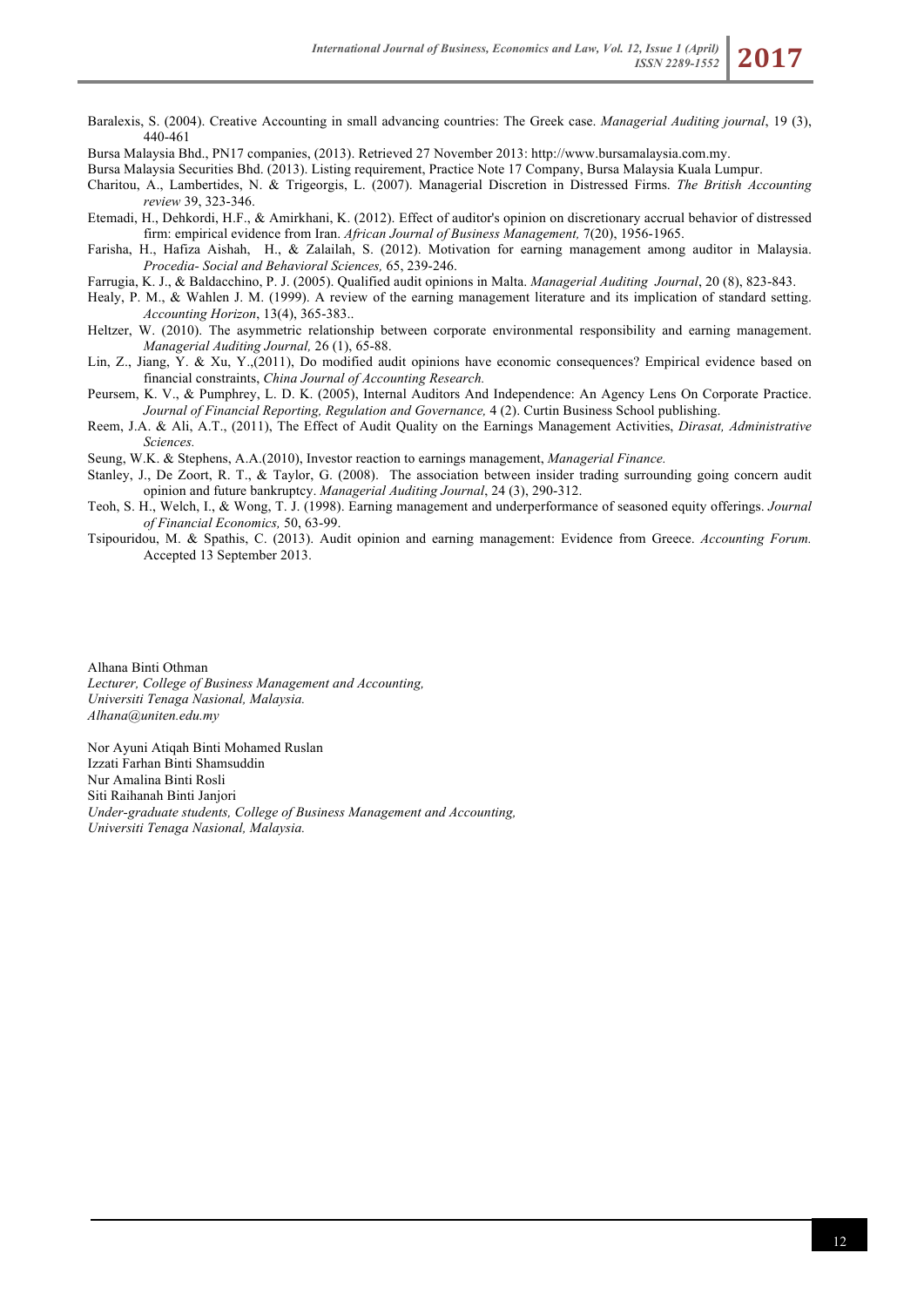Baralexis, S. (2004). Creative Accounting in small advancing countries: The Greek case. *Managerial Auditing journal*, 19 (3), 440-461

Bursa Malaysia Bhd., PN17 companies, (2013). Retrieved 27 November 2013: http://www.bursamalaysia.com.my.

Bursa Malaysia Securities Bhd. (2013). Listing requirement, Practice Note 17 Company, Bursa Malaysia Kuala Lumpur.

Charitou, A., Lambertides, N. & Trigeorgis, L. (2007). Managerial Discretion in Distressed Firms. *The British Accounting review* 39, 323-346.

Etemadi, H., Dehkordi, H.F., & Amirkhani, K. (2012). Effect of auditor's opinion on discretionary accrual behavior of distressed firm: empirical evidence from Iran. *African Journal of Business Management,* 7(20), 1956-1965.

Farisha, H., Hafiza Aishah, H., & Zalailah, S. (2012). Motivation for earning management among auditor in Malaysia. *Procedia- Social and Behavioral Sciences,* 65, 239-246.

Farrugia, K. J., & Baldacchino, P. J. (2005). Qualified audit opinions in Malta. *Managerial Auditing Journal*, 20 (8), 823-843.

Healy, P. M., & Wahlen J. M. (1999). A review of the earning management literature and its implication of standard setting. *Accounting Horizon*, 13(4), 365-383..

Heltzer, W. (2010). The asymmetric relationship between corporate environmental responsibility and earning management. *Managerial Auditing Journal,* 26 (1), 65-88.

Lin, Z., Jiang, Y. & Xu, Y.,(2011), Do modified audit opinions have economic consequences? Empirical evidence based on financial constraints, *China Journal of Accounting Research.*

Peursem, K. V., & Pumphrey, L. D. K. (2005), Internal Auditors And Independence: An Agency Lens On Corporate Practice. *Journal of Financial Reporting, Regulation and Governance,* 4 (2). Curtin Business School publishing.

Reem, J.A. & Ali, A.T., (2011), The Effect of Audit Quality on the Earnings Management Activities, *Dirasat, Administrative Sciences.*

Seung, W.K. & Stephens, A.A.(2010), Investor reaction to earnings management, *Managerial Finance.*

Stanley, J., De Zoort, R. T., & Taylor, G. (2008). The association between insider trading surrounding going concern audit opinion and future bankruptcy. *Managerial Auditing Journal*, 24 (3), 290-312.

Teoh, S. H., Welch, I., & Wong, T. J. (1998). Earning management and underperformance of seasoned equity offerings. *Journal of Financial Economics,* 50, 63-99.

Tsipouridou, M. & Spathis, C. (2013). Audit opinion and earning management: Evidence from Greece. *Accounting Forum.* Accepted 13 September 2013.

Alhana Binti Othman
*Lecturer, College of Business Management and Accounting,*
*Universiti Tenaga Nasional, Malaysia.*
*Alhana@uniten.edu.my*

Nor Ayuni Atiqah Binti Mohamed Ruslan
Izzati Farhan Binti Shamsuddin
Nur Amalina Binti Rosli
Siti Raihanah Binti Janjori
*Under-graduate students, College of Business Management and Accounting,*
*Universiti Tenaga Nasional, Malaysia.*